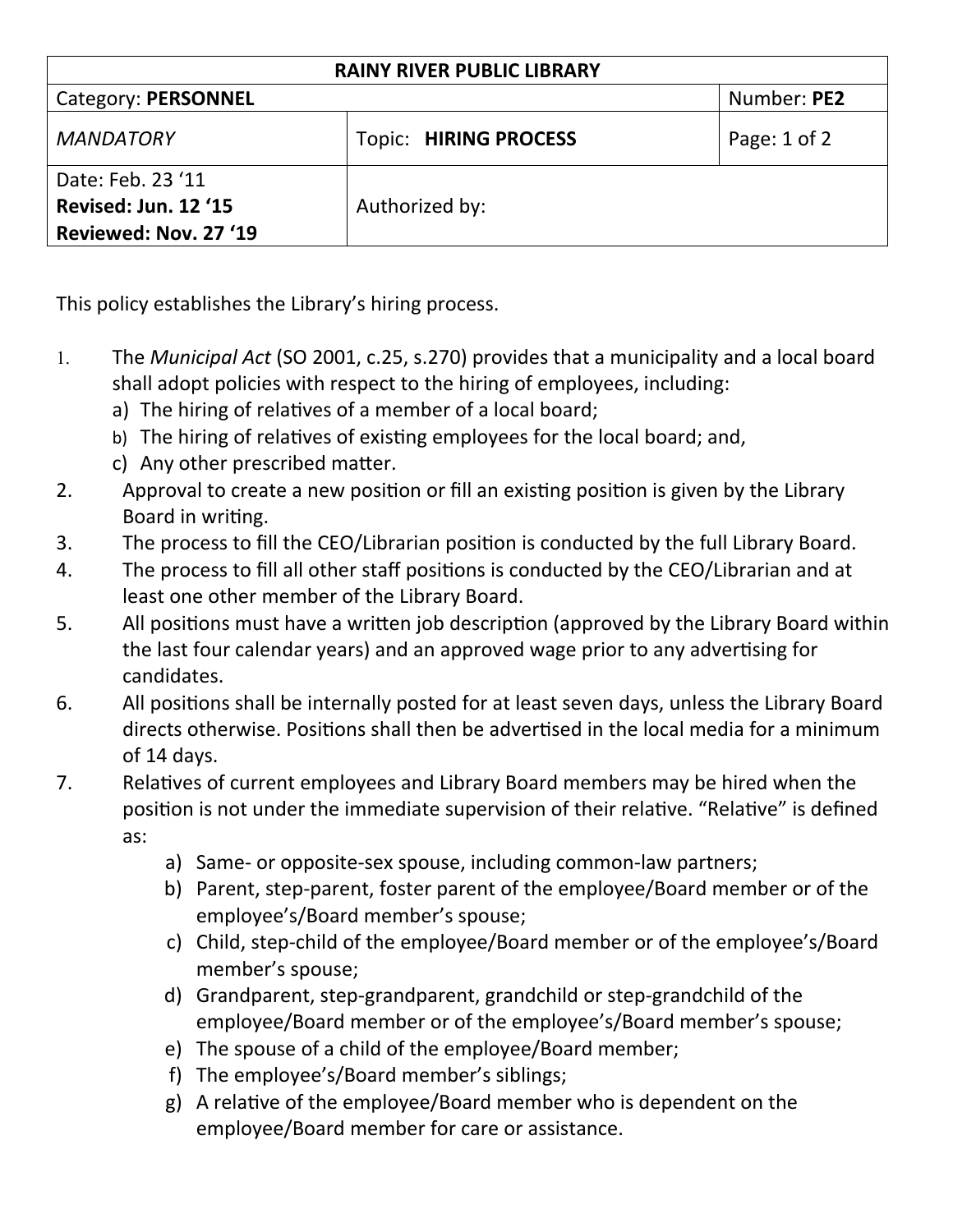| RAINY RIVER PUBLIC LIBRARY | | |
|---|---|---|
| Category: **PERSONNEL** | | Number: **PE2** |
| *MANDATORY* | Topic: **HIRING PROCESS** | Page: 1 of 2 |
| Date: Feb. 23 '11<br>**Revised: Jun. 12 '15**<br>**Reviewed: Nov. 27 '19** | Authorized by: | |

This policy establishes the Library's hiring process.

1. The *Municipal Act* (SO 2001, c.25, s.270) provides that a municipality and a local board shall adopt policies with respect to the hiring of employees, including:
   a) The hiring of relatives of a member of a local board;
   b) The hiring of relatives of existing employees for the local board; and,
   c) Any other prescribed matter.
2. Approval to create a new position or fill an existing position is given by the Library Board in writing.
3. The process to fill the CEO/Librarian position is conducted by the full Library Board.
4. The process to fill all other staff positions is conducted by the CEO/Librarian and at least one other member of the Library Board.
5. All positions must have a written job description (approved by the Library Board within the last four calendar years) and an approved wage prior to any advertising for candidates.
6. All positions shall be internally posted for at least seven days, unless the Library Board directs otherwise. Positions shall then be advertised in the local media for a minimum of 14 days.
7. Relatives of current employees and Library Board members may be hired when the position is not under the immediate supervision of their relative. "Relative" is defined as:
   a) Same- or opposite-sex spouse, including common-law partners;
   b) Parent, step-parent, foster parent of the employee/Board member or of the employee's/Board member's spouse;
   c) Child, step-child of the employee/Board member or of the employee's/Board member's spouse;
   d) Grandparent, step-grandparent, grandchild or step-grandchild of the employee/Board member or of the employee's/Board member's spouse;
   e) The spouse of a child of the employee/Board member;
   f) The employee's/Board member's siblings;
   g) A relative of the employee/Board member who is dependent on the employee/Board member for care or assistance.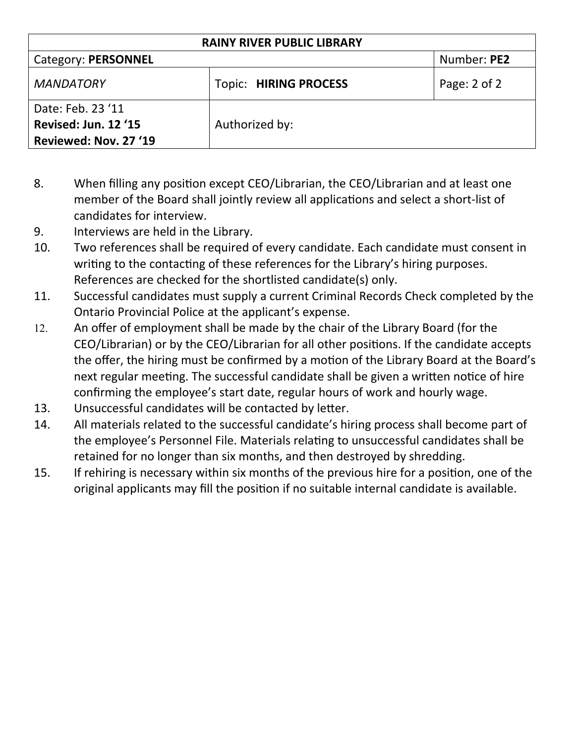8. When filling any position except CEO/Librarian, the CEO/Librarian and at least one member of the Board shall jointly review all applications and select a short-list of candidates for interview.
9. Interviews are held in the Library.
10. Two references shall be required of every candidate. Each candidate must consent in writing to the contacting of these references for the Library's hiring purposes. References are checked for the shortlisted candidate(s) only.
11. Successful candidates must supply a current Criminal Records Check completed by the Ontario Provincial Police at the applicant's expense.
12. An offer of employment shall be made by the chair of the Library Board (for the CEO/Librarian) or by the CEO/Librarian for all other positions. If the candidate accepts the offer, the hiring must be confirmed by a motion of the Library Board at the Board's next regular meeting. The successful candidate shall be given a written notice of hire confirming the employee's start date, regular hours of work and hourly wage.
13. Unsuccessful candidates will be contacted by letter.
14. All materials related to the successful candidate's hiring process shall become part of the employee's Personnel File. Materials relating to unsuccessful candidates shall be retained for no longer than six months, and then destroyed by shredding.
15. If rehiring is necessary within six months of the previous hire for a position, one of the original applicants may fill the position if no suitable internal candidate is available.